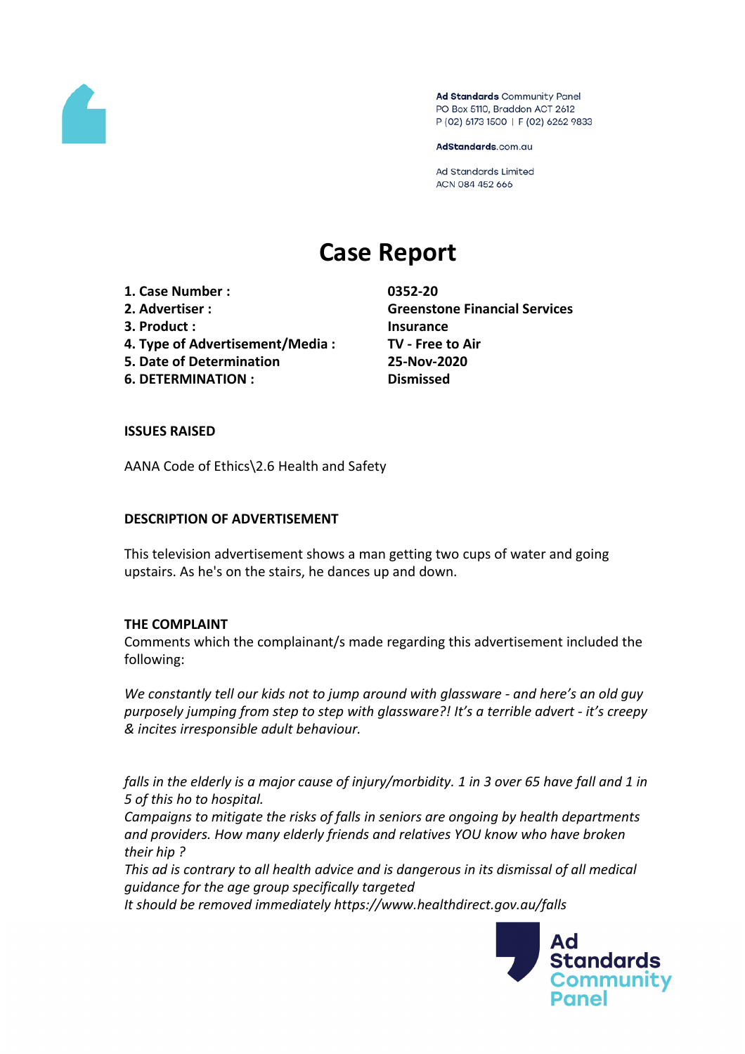Ad Standards Community Panel
PO Box 5110, Braddon ACT 2612
P (02) 6173 1500 | F (02) 6262 9833

AdStandards.com.au

Ad Standards Limited
ACN 084 452 666

# Case Report

| | |
|---|---|
| **1. Case Number :** | **0352-20** |
| **2. Advertiser :** | **Greenstone Financial Services** |
| **3. Product :** | **Insurance** |
| **4. Type of Advertisement/Media :** | **TV - Free to Air** |
| **5. Date of Determination** | **25-Nov-2020** |
| **6. DETERMINATION :** | **Dismissed** |

**ISSUES RAISED**

AANA Code of Ethics\2.6 Health and Safety

**DESCRIPTION OF ADVERTISEMENT**

This television advertisement shows a man getting two cups of water and going upstairs. As he's on the stairs, he dances up and down.

**THE COMPLAINT**

Comments which the complainant/s made regarding this advertisement included the following:

*We constantly tell our kids not to jump around with glassware - and here's an old guy purposely jumping from step to step with glassware?! It's a terrible advert - it's creepy & incites irresponsible adult behaviour.*

*falls in the elderly is a major cause of injury/morbidity. 1 in 3 over 65 have fall and 1 in 5 of this ho to hospital.*
*Campaigns to mitigate the risks of falls in seniors are ongoing by health departments and providers. How many elderly friends and relatives YOU know who have broken their hip ?*
*This ad is contrary to all health advice and is dangerous in its dismissal of all medical guidance for the age group specifically targeted*
*It should be removed immediately https://www.healthdirect.gov.au/falls*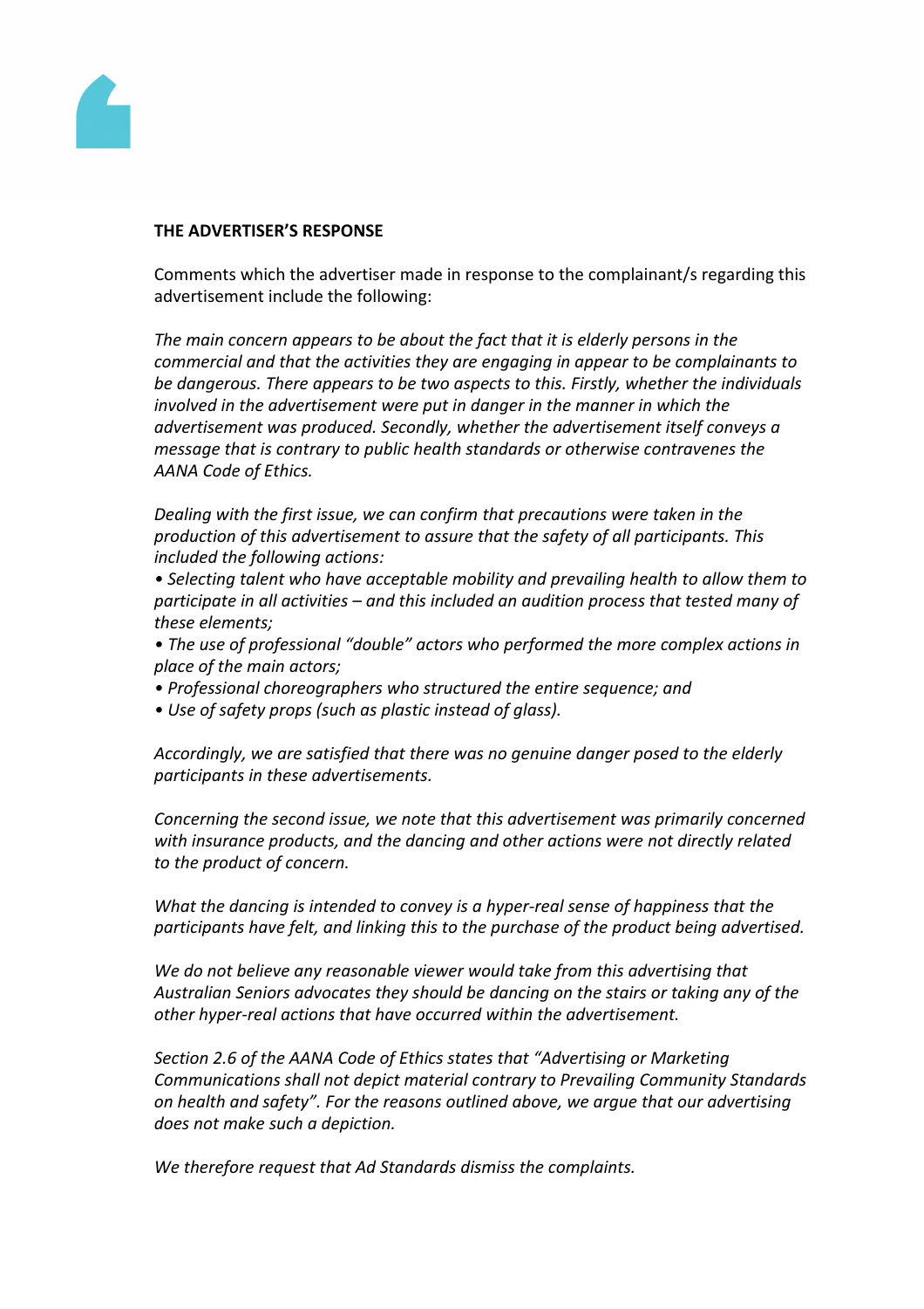**THE ADVERTISER'S RESPONSE**

Comments which the advertiser made in response to the complainant/s regarding this advertisement include the following:

*The main concern appears to be about the fact that it is elderly persons in the commercial and that the activities they are engaging in appear to be complainants to be dangerous. There appears to be two aspects to this. Firstly, whether the individuals involved in the advertisement were put in danger in the manner in which the advertisement was produced. Secondly, whether the advertisement itself conveys a message that is contrary to public health standards or otherwise contravenes the AANA Code of Ethics.*

*Dealing with the first issue, we can confirm that precautions were taken in the production of this advertisement to assure that the safety of all participants. This included the following actions:*

- *Selecting talent who have acceptable mobility and prevailing health to allow them to participate in all activities – and this included an audition process that tested many of these elements;*
- *The use of professional "double" actors who performed the more complex actions in place of the main actors;*
- *Professional choreographers who structured the entire sequence; and*
- *Use of safety props (such as plastic instead of glass).*

*Accordingly, we are satisfied that there was no genuine danger posed to the elderly participants in these advertisements.*

*Concerning the second issue, we note that this advertisement was primarily concerned with insurance products, and the dancing and other actions were not directly related to the product of concern.*

*What the dancing is intended to convey is a hyper-real sense of happiness that the participants have felt, and linking this to the purchase of the product being advertised.*

*We do not believe any reasonable viewer would take from this advertising that Australian Seniors advocates they should be dancing on the stairs or taking any of the other hyper-real actions that have occurred within the advertisement.*

*Section 2.6 of the AANA Code of Ethics states that "Advertising or Marketing Communications shall not depict material contrary to Prevailing Community Standards on health and safety". For the reasons outlined above, we argue that our advertising does not make such a depiction.*

*We therefore request that Ad Standards dismiss the complaints.*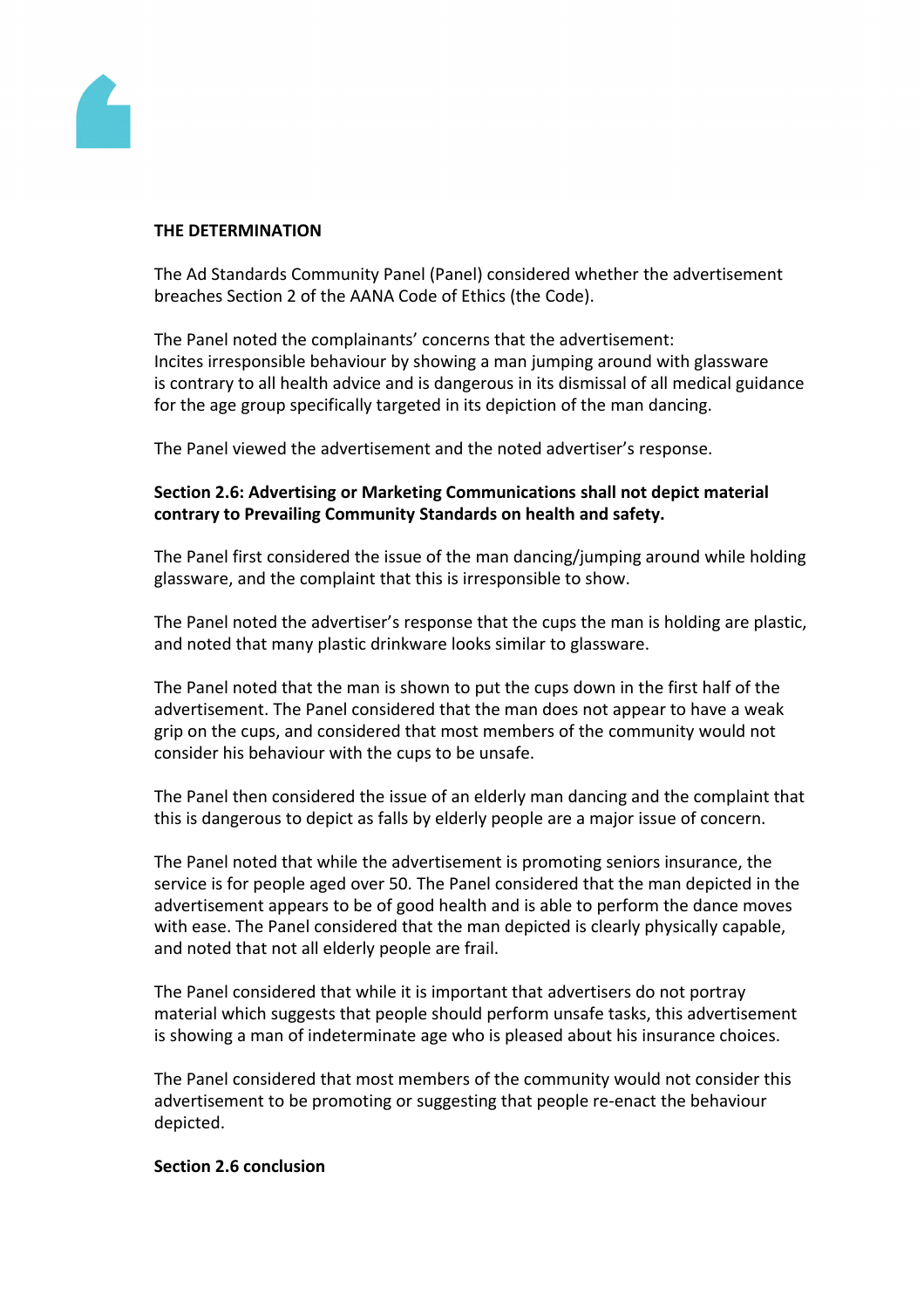**THE DETERMINATION**

The Ad Standards Community Panel (Panel) considered whether the advertisement breaches Section 2 of the AANA Code of Ethics (the Code).

The Panel noted the complainants' concerns that the advertisement:
Incites irresponsible behaviour by showing a man jumping around with glassware is contrary to all health advice and is dangerous in its dismissal of all medical guidance for the age group specifically targeted in its depiction of the man dancing.

The Panel viewed the advertisement and the noted advertiser's response.

**Section 2.6: Advertising or Marketing Communications shall not depict material contrary to Prevailing Community Standards on health and safety.**

The Panel first considered the issue of the man dancing/jumping around while holding glassware, and the complaint that this is irresponsible to show.

The Panel noted the advertiser's response that the cups the man is holding are plastic, and noted that many plastic drinkware looks similar to glassware.

The Panel noted that the man is shown to put the cups down in the first half of the advertisement. The Panel considered that the man does not appear to have a weak grip on the cups, and considered that most members of the community would not consider his behaviour with the cups to be unsafe.

The Panel then considered the issue of an elderly man dancing and the complaint that this is dangerous to depict as falls by elderly people are a major issue of concern.

The Panel noted that while the advertisement is promoting seniors insurance, the service is for people aged over 50. The Panel considered that the man depicted in the advertisement appears to be of good health and is able to perform the dance moves with ease. The Panel considered that the man depicted is clearly physically capable, and noted that not all elderly people are frail.

The Panel considered that while it is important that advertisers do not portray material which suggests that people should perform unsafe tasks, this advertisement is showing a man of indeterminate age who is pleased about his insurance choices.

The Panel considered that most members of the community would not consider this advertisement to be promoting or suggesting that people re-enact the behaviour depicted.

**Section 2.6 conclusion**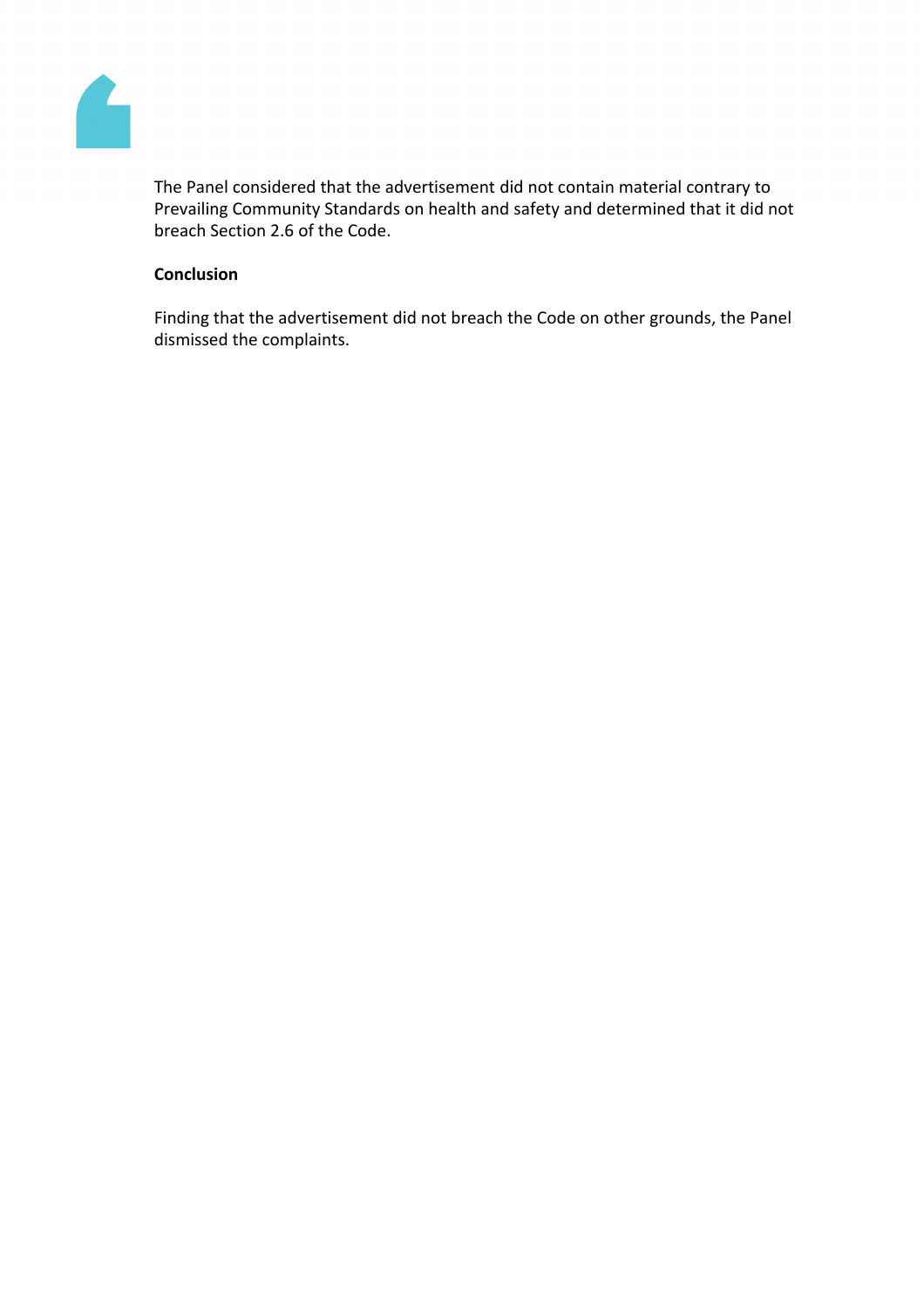The Panel considered that the advertisement did not contain material contrary to Prevailing Community Standards on health and safety and determined that it did not breach Section 2.6 of the Code.

**Conclusion**

Finding that the advertisement did not breach the Code on other grounds, the Panel dismissed the complaints.